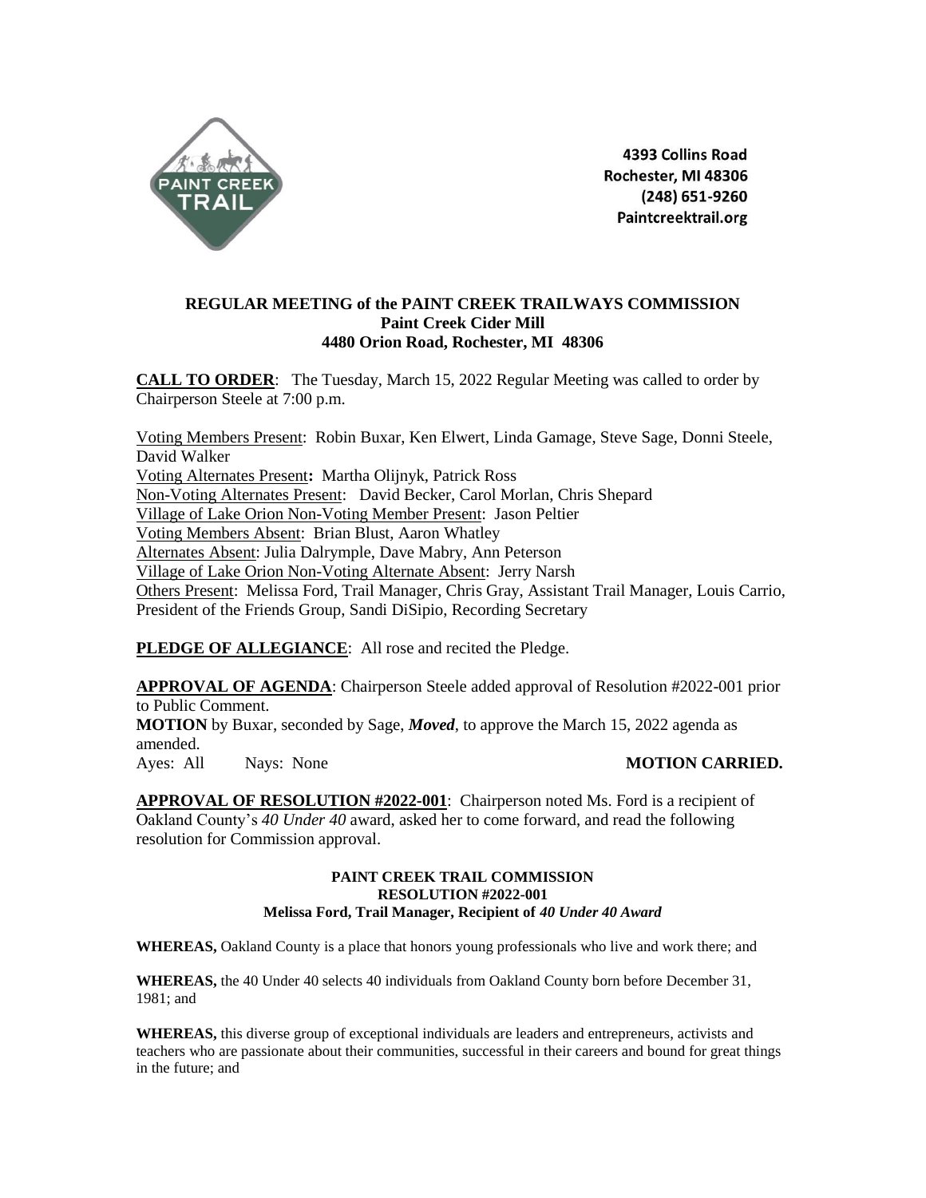4393 Collins Road
Rochester, MI 48306
(248) 651-9260
Paintcreektrail.org

**REGULAR MEETING of the PAINT CREEK TRAILWAYS COMMISSION**
**Paint Creek Cider Mill**
**4480 Orion Road, Rochester, MI 48306**

**CALL TO ORDER**: The Tuesday, March 15, 2022 Regular Meeting was called to order by Chairperson Steele at 7:00 p.m.

Voting Members Present: Robin Buxar, Ken Elwert, Linda Gamage, Steve Sage, Donni Steele, David Walker
Voting Alternates Present: Martha Olijnyk, Patrick Ross
Non-Voting Alternates Present: David Becker, Carol Morlan, Chris Shepard
Village of Lake Orion Non-Voting Member Present: Jason Peltier
Voting Members Absent: Brian Blust, Aaron Whatley
Alternates Absent: Julia Dalrymple, Dave Mabry, Ann Peterson
Village of Lake Orion Non-Voting Alternate Absent: Jerry Narsh
Others Present: Melissa Ford, Trail Manager, Chris Gray, Assistant Trail Manager, Louis Carrio, President of the Friends Group, Sandi DiSipio, Recording Secretary

**PLEDGE OF ALLEGIANCE**: All rose and recited the Pledge.

**APPROVAL OF AGENDA**: Chairperson Steele added approval of Resolution #2022-001 prior to Public Comment.
**MOTION** by Buxar, seconded by Sage, ***Moved***, to approve the March 15, 2022 agenda as amended.
Ayes: All Nays: None **MOTION CARRIED.**

**APPROVAL OF RESOLUTION #2022-001**: Chairperson noted Ms. Ford is a recipient of Oakland County's *40 Under 40* award, asked her to come forward, and read the following resolution for Commission approval.

**PAINT CREEK TRAIL COMMISSION**
**RESOLUTION #2022-001**
**Melissa Ford, Trail Manager, Recipient of *40 Under 40 Award***

**WHEREAS,** Oakland County is a place that honors young professionals who live and work there; and

**WHEREAS,** the 40 Under 40 selects 40 individuals from Oakland County born before December 31, 1981; and

**WHEREAS,** this diverse group of exceptional individuals are leaders and entrepreneurs, activists and teachers who are passionate about their communities, successful in their careers and bound for great things in the future; and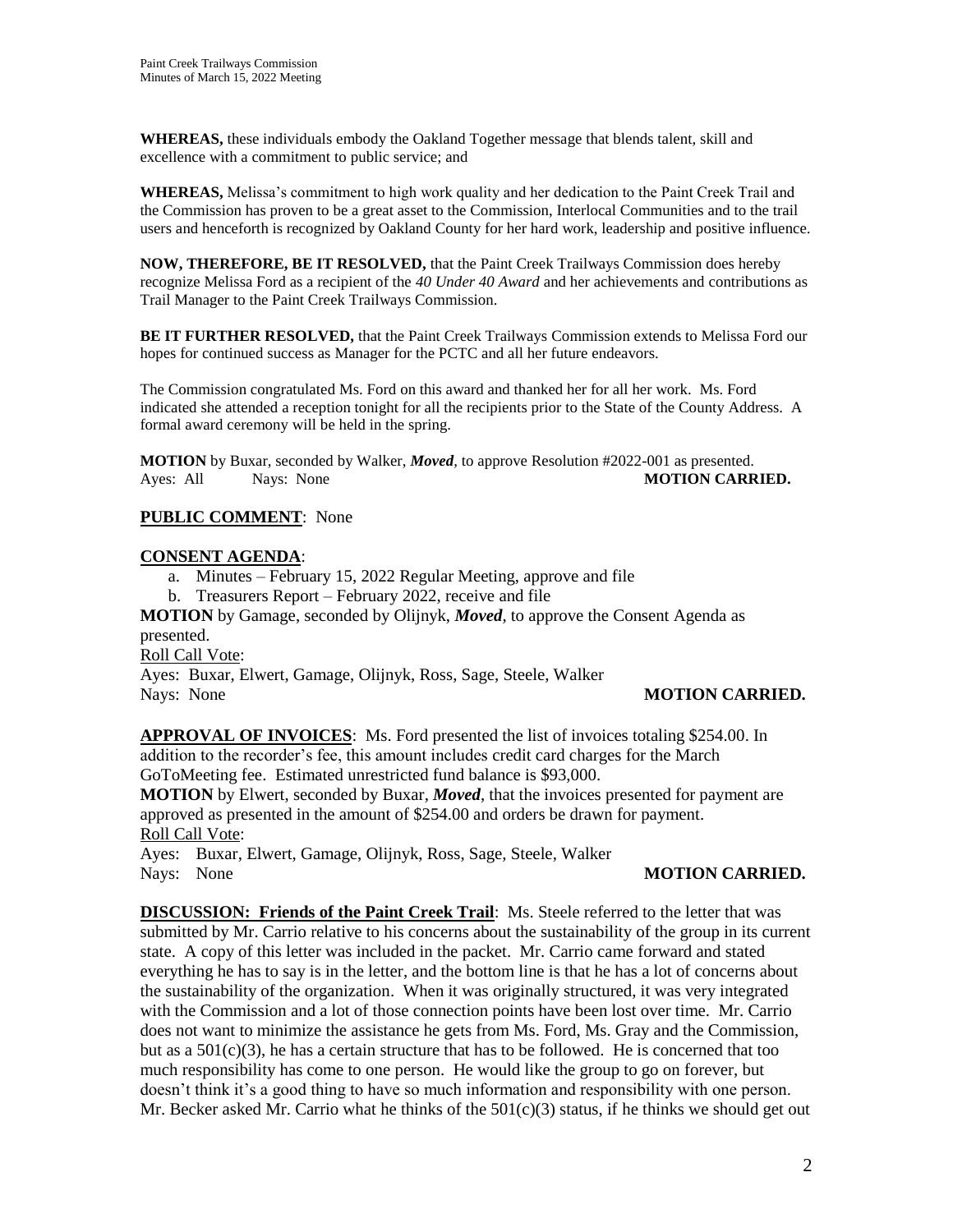**WHEREAS,** these individuals embody the Oakland Together message that blends talent, skill and excellence with a commitment to public service; and

**WHEREAS,** Melissa's commitment to high work quality and her dedication to the Paint Creek Trail and the Commission has proven to be a great asset to the Commission, Interlocal Communities and to the trail users and henceforth is recognized by Oakland County for her hard work, leadership and positive influence.

**NOW, THEREFORE, BE IT RESOLVED,** that the Paint Creek Trailways Commission does hereby recognize Melissa Ford as a recipient of the *40 Under 40 Award* and her achievements and contributions as Trail Manager to the Paint Creek Trailways Commission.

**BE IT FURTHER RESOLVED,** that the Paint Creek Trailways Commission extends to Melissa Ford our hopes for continued success as Manager for the PCTC and all her future endeavors.

The Commission congratulated Ms. Ford on this award and thanked her for all her work. Ms. Ford indicated she attended a reception tonight for all the recipients prior to the State of the County Address. A formal award ceremony will be held in the spring.

**MOTION** by Buxar, seconded by Walker, ***Moved***, to approve Resolution #2022-001 as presented.
Ayes: All Nays: None **MOTION CARRIED.**

**<u>PUBLIC COMMENT</u>**: None

**<u>CONSENT AGENDA</u>**:

a. Minutes – February 15, 2022 Regular Meeting, approve and file
b. Treasurers Report – February 2022, receive and file

**MOTION** by Gamage, seconded by Olijnyk, ***Moved***, to approve the Consent Agenda as presented.
<u>Roll Call Vote</u>:
Ayes: Buxar, Elwert, Gamage, Olijnyk, Ross, Sage, Steele, Walker
Nays: None **MOTION CARRIED.**

**<u>APPROVAL OF INVOICES</u>**: Ms. Ford presented the list of invoices totaling $254.00. In addition to the recorder's fee, this amount includes credit card charges for the March GoToMeeting fee. Estimated unrestricted fund balance is $93,000.
**MOTION** by Elwert, seconded by Buxar, ***Moved***, that the invoices presented for payment are approved as presented in the amount of $254.00 and orders be drawn for payment.
<u>Roll Call Vote</u>:
Ayes: Buxar, Elwert, Gamage, Olijnyk, Ross, Sage, Steele, Walker
Nays: None **MOTION CARRIED.**

**<u>DISCUSSION: Friends of the Paint Creek Trail</u>**: Ms. Steele referred to the letter that was submitted by Mr. Carrio relative to his concerns about the sustainability of the group in its current state. A copy of this letter was included in the packet. Mr. Carrio came forward and stated everything he has to say is in the letter, and the bottom line is that he has a lot of concerns about the sustainability of the organization. When it was originally structured, it was very integrated with the Commission and a lot of those connection points have been lost over time. Mr. Carrio does not want to minimize the assistance he gets from Ms. Ford, Ms. Gray and the Commission, but as a 501(c)(3), he has a certain structure that has to be followed. He is concerned that too much responsibility has come to one person. He would like the group to go on forever, but doesn't think it's a good thing to have so much information and responsibility with one person. Mr. Becker asked Mr. Carrio what he thinks of the 501(c)(3) status, if he thinks we should get out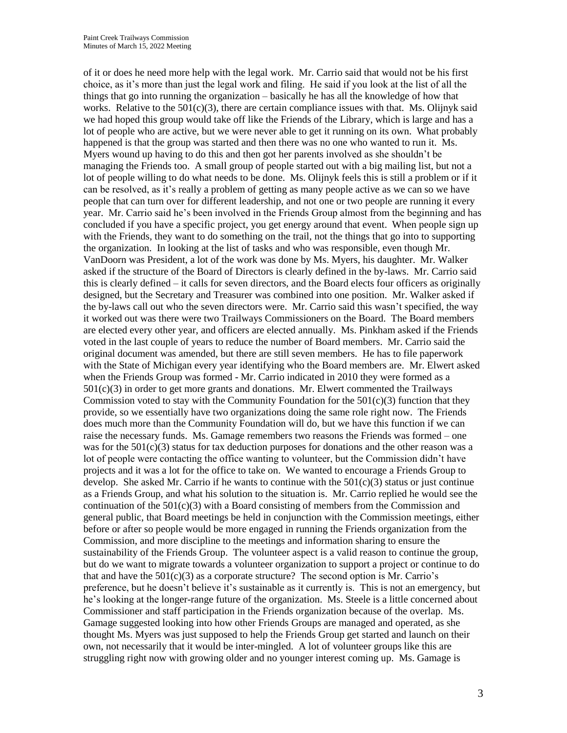of it or does he need more help with the legal work. Mr. Carrio said that would not be his first choice, as it's more than just the legal work and filing. He said if you look at the list of all the things that go into running the organization – basically he has all the knowledge of how that works. Relative to the 501(c)(3), there are certain compliance issues with that. Ms. Olijnyk said we had hoped this group would take off like the Friends of the Library, which is large and has a lot of people who are active, but we were never able to get it running on its own. What probably happened is that the group was started and then there was no one who wanted to run it. Ms. Myers wound up having to do this and then got her parents involved as she shouldn't be managing the Friends too. A small group of people started out with a big mailing list, but not a lot of people willing to do what needs to be done. Ms. Olijnyk feels this is still a problem or if it can be resolved, as it's really a problem of getting as many people active as we can so we have people that can turn over for different leadership, and not one or two people are running it every year. Mr. Carrio said he's been involved in the Friends Group almost from the beginning and has concluded if you have a specific project, you get energy around that event. When people sign up with the Friends, they want to do something on the trail, not the things that go into to supporting the organization. In looking at the list of tasks and who was responsible, even though Mr. VanDoorn was President, a lot of the work was done by Ms. Myers, his daughter. Mr. Walker asked if the structure of the Board of Directors is clearly defined in the by-laws. Mr. Carrio said this is clearly defined – it calls for seven directors, and the Board elects four officers as originally designed, but the Secretary and Treasurer was combined into one position. Mr. Walker asked if the by-laws call out who the seven directors were. Mr. Carrio said this wasn't specified, the way it worked out was there were two Trailways Commissioners on the Board. The Board members are elected every other year, and officers are elected annually. Ms. Pinkham asked if the Friends voted in the last couple of years to reduce the number of Board members. Mr. Carrio said the original document was amended, but there are still seven members. He has to file paperwork with the State of Michigan every year identifying who the Board members are. Mr. Elwert asked when the Friends Group was formed - Mr. Carrio indicated in 2010 they were formed as a 501(c)(3) in order to get more grants and donations. Mr. Elwert commented the Trailways Commission voted to stay with the Community Foundation for the 501(c)(3) function that they provide, so we essentially have two organizations doing the same role right now. The Friends does much more than the Community Foundation will do, but we have this function if we can raise the necessary funds. Ms. Gamage remembers two reasons the Friends was formed – one was for the 501(c)(3) status for tax deduction purposes for donations and the other reason was a lot of people were contacting the office wanting to volunteer, but the Commission didn't have projects and it was a lot for the office to take on. We wanted to encourage a Friends Group to develop. She asked Mr. Carrio if he wants to continue with the 501(c)(3) status or just continue as a Friends Group, and what his solution to the situation is. Mr. Carrio replied he would see the continuation of the 501(c)(3) with a Board consisting of members from the Commission and general public, that Board meetings be held in conjunction with the Commission meetings, either before or after so people would be more engaged in running the Friends organization from the Commission, and more discipline to the meetings and information sharing to ensure the sustainability of the Friends Group. The volunteer aspect is a valid reason to continue the group, but do we want to migrate towards a volunteer organization to support a project or continue to do that and have the 501(c)(3) as a corporate structure? The second option is Mr. Carrio's preference, but he doesn't believe it's sustainable as it currently is. This is not an emergency, but he's looking at the longer-range future of the organization. Ms. Steele is a little concerned about Commissioner and staff participation in the Friends organization because of the overlap. Ms. Gamage suggested looking into how other Friends Groups are managed and operated, as she thought Ms. Myers was just supposed to help the Friends Group get started and launch on their own, not necessarily that it would be inter-mingled. A lot of volunteer groups like this are struggling right now with growing older and no younger interest coming up. Ms. Gamage is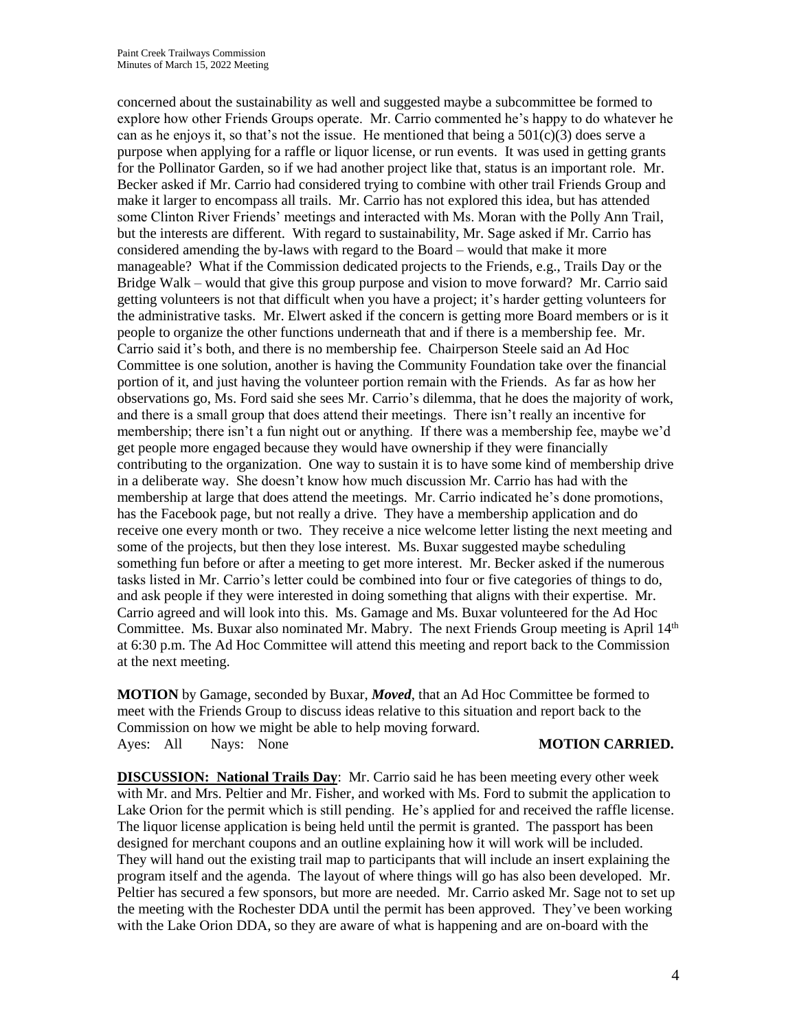concerned about the sustainability as well and suggested maybe a subcommittee be formed to explore how other Friends Groups operate. Mr. Carrio commented he's happy to do whatever he can as he enjoys it, so that's not the issue. He mentioned that being a 501(c)(3) does serve a purpose when applying for a raffle or liquor license, or run events. It was used in getting grants for the Pollinator Garden, so if we had another project like that, status is an important role. Mr. Becker asked if Mr. Carrio had considered trying to combine with other trail Friends Group and make it larger to encompass all trails. Mr. Carrio has not explored this idea, but has attended some Clinton River Friends' meetings and interacted with Ms. Moran with the Polly Ann Trail, but the interests are different. With regard to sustainability, Mr. Sage asked if Mr. Carrio has considered amending the by-laws with regard to the Board – would that make it more manageable? What if the Commission dedicated projects to the Friends, e.g., Trails Day or the Bridge Walk – would that give this group purpose and vision to move forward? Mr. Carrio said getting volunteers is not that difficult when you have a project; it's harder getting volunteers for the administrative tasks. Mr. Elwert asked if the concern is getting more Board members or is it people to organize the other functions underneath that and if there is a membership fee. Mr. Carrio said it's both, and there is no membership fee. Chairperson Steele said an Ad Hoc Committee is one solution, another is having the Community Foundation take over the financial portion of it, and just having the volunteer portion remain with the Friends. As far as how her observations go, Ms. Ford said she sees Mr. Carrio's dilemma, that he does the majority of work, and there is a small group that does attend their meetings. There isn't really an incentive for membership; there isn't a fun night out or anything. If there was a membership fee, maybe we'd get people more engaged because they would have ownership if they were financially contributing to the organization. One way to sustain it is to have some kind of membership drive in a deliberate way. She doesn't know how much discussion Mr. Carrio has had with the membership at large that does attend the meetings. Mr. Carrio indicated he's done promotions, has the Facebook page, but not really a drive. They have a membership application and do receive one every month or two. They receive a nice welcome letter listing the next meeting and some of the projects, but then they lose interest. Ms. Buxar suggested maybe scheduling something fun before or after a meeting to get more interest. Mr. Becker asked if the numerous tasks listed in Mr. Carrio's letter could be combined into four or five categories of things to do, and ask people if they were interested in doing something that aligns with their expertise. Mr. Carrio agreed and will look into this. Ms. Gamage and Ms. Buxar volunteered for the Ad Hoc Committee. Ms. Buxar also nominated Mr. Mabry. The next Friends Group meeting is April 14th at 6:30 p.m. The Ad Hoc Committee will attend this meeting and report back to the Commission at the next meeting.

**MOTION** by Gamage, seconded by Buxar, ***Moved***, that an Ad Hoc Committee be formed to meet with the Friends Group to discuss ideas relative to this situation and report back to the Commission on how we might be able to help moving forward.
Ayes: All Nays: None **MOTION CARRIED.**

**DISCUSSION: National Trails Day**: Mr. Carrio said he has been meeting every other week with Mr. and Mrs. Peltier and Mr. Fisher, and worked with Ms. Ford to submit the application to Lake Orion for the permit which is still pending. He's applied for and received the raffle license. The liquor license application is being held until the permit is granted. The passport has been designed for merchant coupons and an outline explaining how it will work will be included. They will hand out the existing trail map to participants that will include an insert explaining the program itself and the agenda. The layout of where things will go has also been developed. Mr. Peltier has secured a few sponsors, but more are needed. Mr. Carrio asked Mr. Sage not to set up the meeting with the Rochester DDA until the permit has been approved. They've been working with the Lake Orion DDA, so they are aware of what is happening and are on-board with the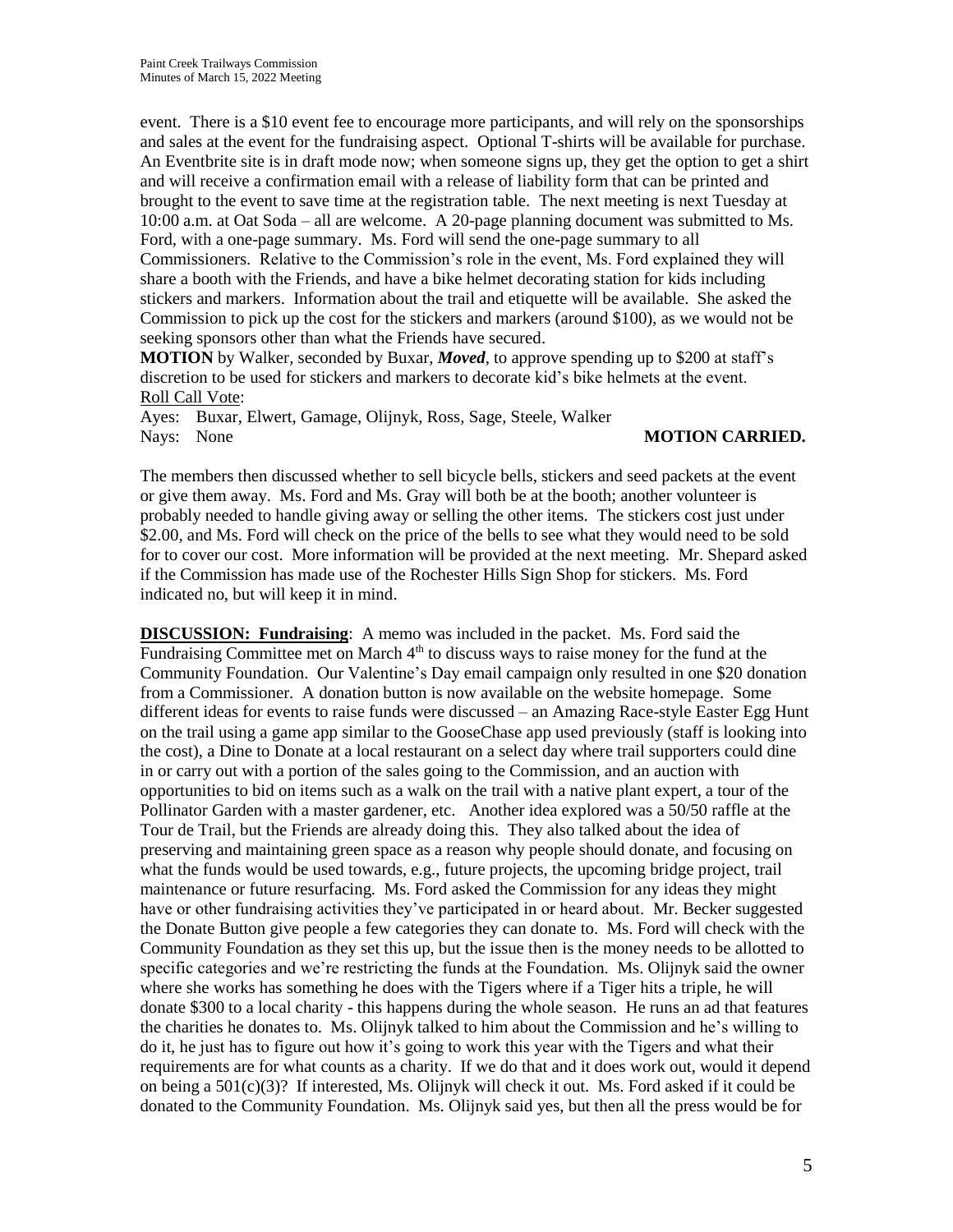event. There is a $10 event fee to encourage more participants, and will rely on the sponsorships and sales at the event for the fundraising aspect. Optional T-shirts will be available for purchase. An Eventbrite site is in draft mode now; when someone signs up, they get the option to get a shirt and will receive a confirmation email with a release of liability form that can be printed and brought to the event to save time at the registration table. The next meeting is next Tuesday at 10:00 a.m. at Oat Soda – all are welcome. A 20-page planning document was submitted to Ms. Ford, with a one-page summary. Ms. Ford will send the one-page summary to all Commissioners. Relative to the Commission's role in the event, Ms. Ford explained they will share a booth with the Friends, and have a bike helmet decorating station for kids including stickers and markers. Information about the trail and etiquette will be available. She asked the Commission to pick up the cost for the stickers and markers (around $100), as we would not be seeking sponsors other than what the Friends have secured.

**MOTION** by Walker, seconded by Buxar, ***Moved***, to approve spending up to $200 at staff's discretion to be used for stickers and markers to decorate kid's bike helmets at the event.

Roll Call Vote:

Ayes: Buxar, Elwert, Gamage, Olijnyk, Ross, Sage, Steele, Walker

Nays: None **MOTION CARRIED.**

The members then discussed whether to sell bicycle bells, stickers and seed packets at the event or give them away. Ms. Ford and Ms. Gray will both be at the booth; another volunteer is probably needed to handle giving away or selling the other items. The stickers cost just under $2.00, and Ms. Ford will check on the price of the bells to see what they would need to be sold for to cover our cost. More information will be provided at the next meeting. Mr. Shepard asked if the Commission has made use of the Rochester Hills Sign Shop for stickers. Ms. Ford indicated no, but will keep it in mind.

**DISCUSSION: Fundraising**: A memo was included in the packet. Ms. Ford said the Fundraising Committee met on March 4th to discuss ways to raise money for the fund at the Community Foundation. Our Valentine's Day email campaign only resulted in one $20 donation from a Commissioner. A donation button is now available on the website homepage. Some different ideas for events to raise funds were discussed – an Amazing Race-style Easter Egg Hunt on the trail using a game app similar to the GooseChase app used previously (staff is looking into the cost), a Dine to Donate at a local restaurant on a select day where trail supporters could dine in or carry out with a portion of the sales going to the Commission, and an auction with opportunities to bid on items such as a walk on the trail with a native plant expert, a tour of the Pollinator Garden with a master gardener, etc. Another idea explored was a 50/50 raffle at the Tour de Trail, but the Friends are already doing this. They also talked about the idea of preserving and maintaining green space as a reason why people should donate, and focusing on what the funds would be used towards, e.g., future projects, the upcoming bridge project, trail maintenance or future resurfacing. Ms. Ford asked the Commission for any ideas they might have or other fundraising activities they've participated in or heard about. Mr. Becker suggested the Donate Button give people a few categories they can donate to. Ms. Ford will check with the Community Foundation as they set this up, but the issue then is the money needs to be allotted to specific categories and we're restricting the funds at the Foundation. Ms. Olijnyk said the owner where she works has something he does with the Tigers where if a Tiger hits a triple, he will donate $300 to a local charity - this happens during the whole season. He runs an ad that features the charities he donates to. Ms. Olijnyk talked to him about the Commission and he's willing to do it, he just has to figure out how it's going to work this year with the Tigers and what their requirements are for what counts as a charity. If we do that and it does work out, would it depend on being a 501(c)(3)? If interested, Ms. Olijnyk will check it out. Ms. Ford asked if it could be donated to the Community Foundation. Ms. Olijnyk said yes, but then all the press would be for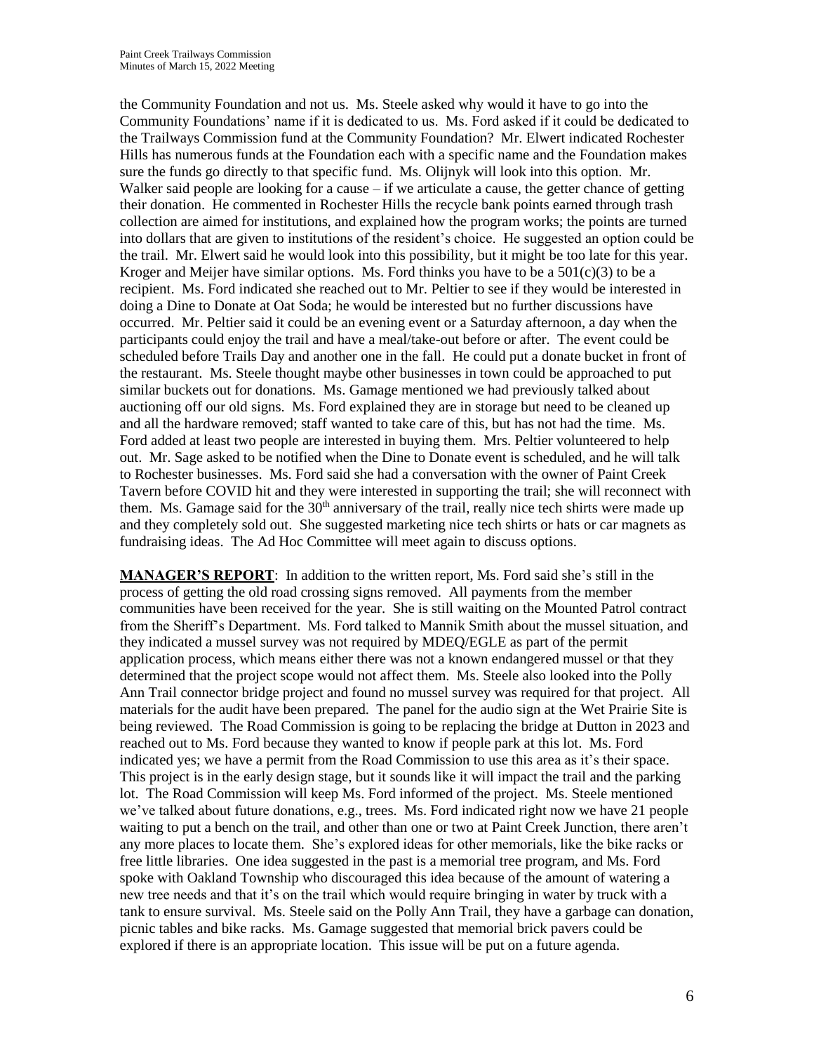the Community Foundation and not us. Ms. Steele asked why would it have to go into the Community Foundations' name if it is dedicated to us. Ms. Ford asked if it could be dedicated to the Trailways Commission fund at the Community Foundation? Mr. Elwert indicated Rochester Hills has numerous funds at the Foundation each with a specific name and the Foundation makes sure the funds go directly to that specific fund. Ms. Olijnyk will look into this option. Mr. Walker said people are looking for a cause – if we articulate a cause, the getter chance of getting their donation. He commented in Rochester Hills the recycle bank points earned through trash collection are aimed for institutions, and explained how the program works; the points are turned into dollars that are given to institutions of the resident's choice. He suggested an option could be the trail. Mr. Elwert said he would look into this possibility, but it might be too late for this year. Kroger and Meijer have similar options. Ms. Ford thinks you have to be a 501(c)(3) to be a recipient. Ms. Ford indicated she reached out to Mr. Peltier to see if they would be interested in doing a Dine to Donate at Oat Soda; he would be interested but no further discussions have occurred. Mr. Peltier said it could be an evening event or a Saturday afternoon, a day when the participants could enjoy the trail and have a meal/take-out before or after. The event could be scheduled before Trails Day and another one in the fall. He could put a donate bucket in front of the restaurant. Ms. Steele thought maybe other businesses in town could be approached to put similar buckets out for donations. Ms. Gamage mentioned we had previously talked about auctioning off our old signs. Ms. Ford explained they are in storage but need to be cleaned up and all the hardware removed; staff wanted to take care of this, but has not had the time. Ms. Ford added at least two people are interested in buying them. Mrs. Peltier volunteered to help out. Mr. Sage asked to be notified when the Dine to Donate event is scheduled, and he will talk to Rochester businesses. Ms. Ford said she had a conversation with the owner of Paint Creek Tavern before COVID hit and they were interested in supporting the trail; she will reconnect with them. Ms. Gamage said for the 30th anniversary of the trail, really nice tech shirts were made up and they completely sold out. She suggested marketing nice tech shirts or hats or car magnets as fundraising ideas. The Ad Hoc Committee will meet again to discuss options.

**MANAGER'S REPORT**: In addition to the written report, Ms. Ford said she's still in the process of getting the old road crossing signs removed. All payments from the member communities have been received for the year. She is still waiting on the Mounted Patrol contract from the Sheriff's Department. Ms. Ford talked to Mannik Smith about the mussel situation, and they indicated a mussel survey was not required by MDEQ/EGLE as part of the permit application process, which means either there was not a known endangered mussel or that they determined that the project scope would not affect them. Ms. Steele also looked into the Polly Ann Trail connector bridge project and found no mussel survey was required for that project. All materials for the audit have been prepared. The panel for the audio sign at the Wet Prairie Site is being reviewed. The Road Commission is going to be replacing the bridge at Dutton in 2023 and reached out to Ms. Ford because they wanted to know if people park at this lot. Ms. Ford indicated yes; we have a permit from the Road Commission to use this area as it's their space. This project is in the early design stage, but it sounds like it will impact the trail and the parking lot. The Road Commission will keep Ms. Ford informed of the project. Ms. Steele mentioned we've talked about future donations, e.g., trees. Ms. Ford indicated right now we have 21 people waiting to put a bench on the trail, and other than one or two at Paint Creek Junction, there aren't any more places to locate them. She's explored ideas for other memorials, like the bike racks or free little libraries. One idea suggested in the past is a memorial tree program, and Ms. Ford spoke with Oakland Township who discouraged this idea because of the amount of watering a new tree needs and that it's on the trail which would require bringing in water by truck with a tank to ensure survival. Ms. Steele said on the Polly Ann Trail, they have a garbage can donation, picnic tables and bike racks. Ms. Gamage suggested that memorial brick pavers could be explored if there is an appropriate location. This issue will be put on a future agenda.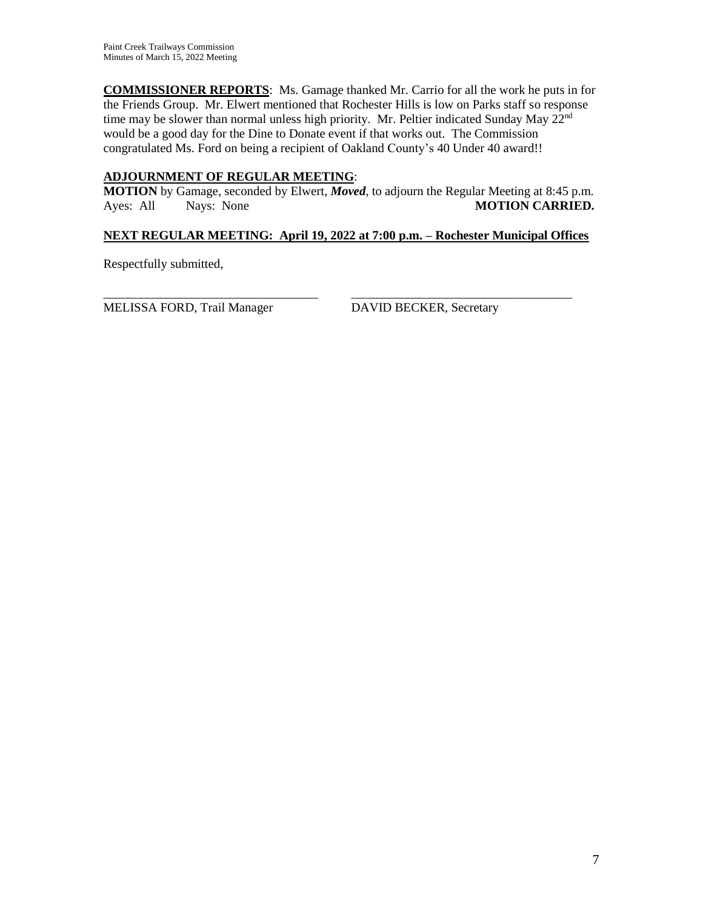**COMMISSIONER REPORTS**: Ms. Gamage thanked Mr. Carrio for all the work he puts in for the Friends Group. Mr. Elwert mentioned that Rochester Hills is low on Parks staff so response time may be slower than normal unless high priority. Mr. Peltier indicated Sunday May 22nd would be a good day for the Dine to Donate event if that works out. The Commission congratulated Ms. Ford on being a recipient of Oakland County's 40 Under 40 award!!

**ADJOURNMENT OF REGULAR MEETING**:

**MOTION** by Gamage, seconded by Elwert, ***Moved***, to adjourn the Regular Meeting at 8:45 p.m.

Ayes: All  Nays: None  **MOTION CARRIED.**

**NEXT REGULAR MEETING: April 19, 2022 at 7:00 p.m. – Rochester Municipal Offices**

Respectfully submitted,

\_\_\_\_\_\_\_\_\_\_\_\_\_\_\_\_\_\_\_\_\_\_\_\_\_\_\_\_\_\_\_\_\_\_
MELISSA FORD, Trail Manager

\_\_\_\_\_\_\_\_\_\_\_\_\_\_\_\_\_\_\_\_\_\_\_\_\_\_\_\_\_\_\_\_\_\_
DAVID BECKER, Secretary